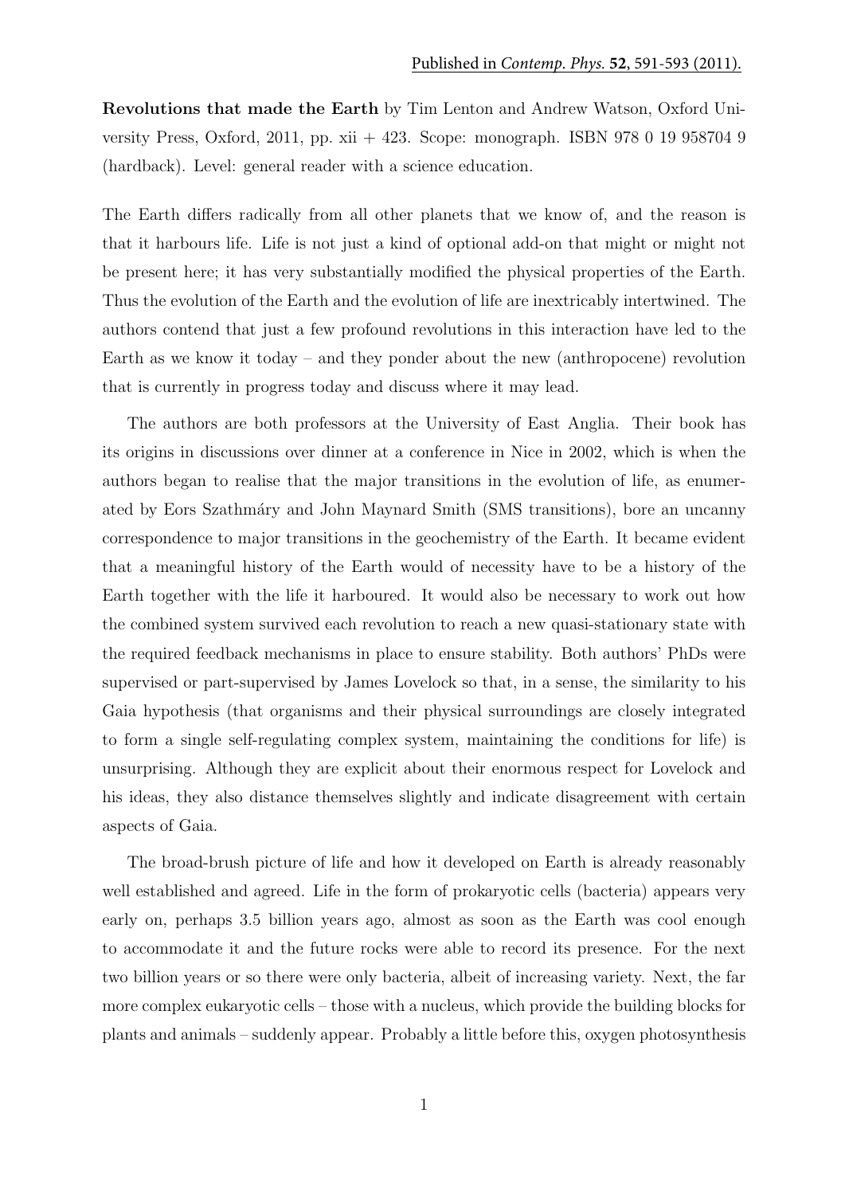Published in *Contemp. Phys.* **52**, 591-593 (2011).

**Revolutions that made the Earth** by Tim Lenton and Andrew Watson, Oxford University Press, Oxford, 2011, pp. xii + 423. Scope: monograph. ISBN 978 0 19 958704 9 (hardback). Level: general reader with a science education.

The Earth differs radically from all other planets that we know of, and the reason is that it harbours life. Life is not just a kind of optional add-on that might or might not be present here; it has very substantially modified the physical properties of the Earth. Thus the evolution of the Earth and the evolution of life are inextricably intertwined. The authors contend that just a few profound revolutions in this interaction have led to the Earth as we know it today – and they ponder about the new (anthropocene) revolution that is currently in progress today and discuss where it may lead.

The authors are both professors at the University of East Anglia. Their book has its origins in discussions over dinner at a conference in Nice in 2002, which is when the authors began to realise that the major transitions in the evolution of life, as enumerated by Eors Szathmáry and John Maynard Smith (SMS transitions), bore an uncanny correspondence to major transitions in the geochemistry of the Earth. It became evident that a meaningful history of the Earth would of necessity have to be a history of the Earth together with the life it harboured. It would also be necessary to work out how the combined system survived each revolution to reach a new quasi-stationary state with the required feedback mechanisms in place to ensure stability. Both authors' PhDs were supervised or part-supervised by James Lovelock so that, in a sense, the similarity to his Gaia hypothesis (that organisms and their physical surroundings are closely integrated to form a single self-regulating complex system, maintaining the conditions for life) is unsurprising. Although they are explicit about their enormous respect for Lovelock and his ideas, they also distance themselves slightly and indicate disagreement with certain aspects of Gaia.

The broad-brush picture of life and how it developed on Earth is already reasonably well established and agreed. Life in the form of prokaryotic cells (bacteria) appears very early on, perhaps 3.5 billion years ago, almost as soon as the Earth was cool enough to accommodate it and the future rocks were able to record its presence. For the next two billion years or so there were only bacteria, albeit of increasing variety. Next, the far more complex eukaryotic cells – those with a nucleus, which provide the building blocks for plants and animals – suddenly appear. Probably a little before this, oxygen photosynthesis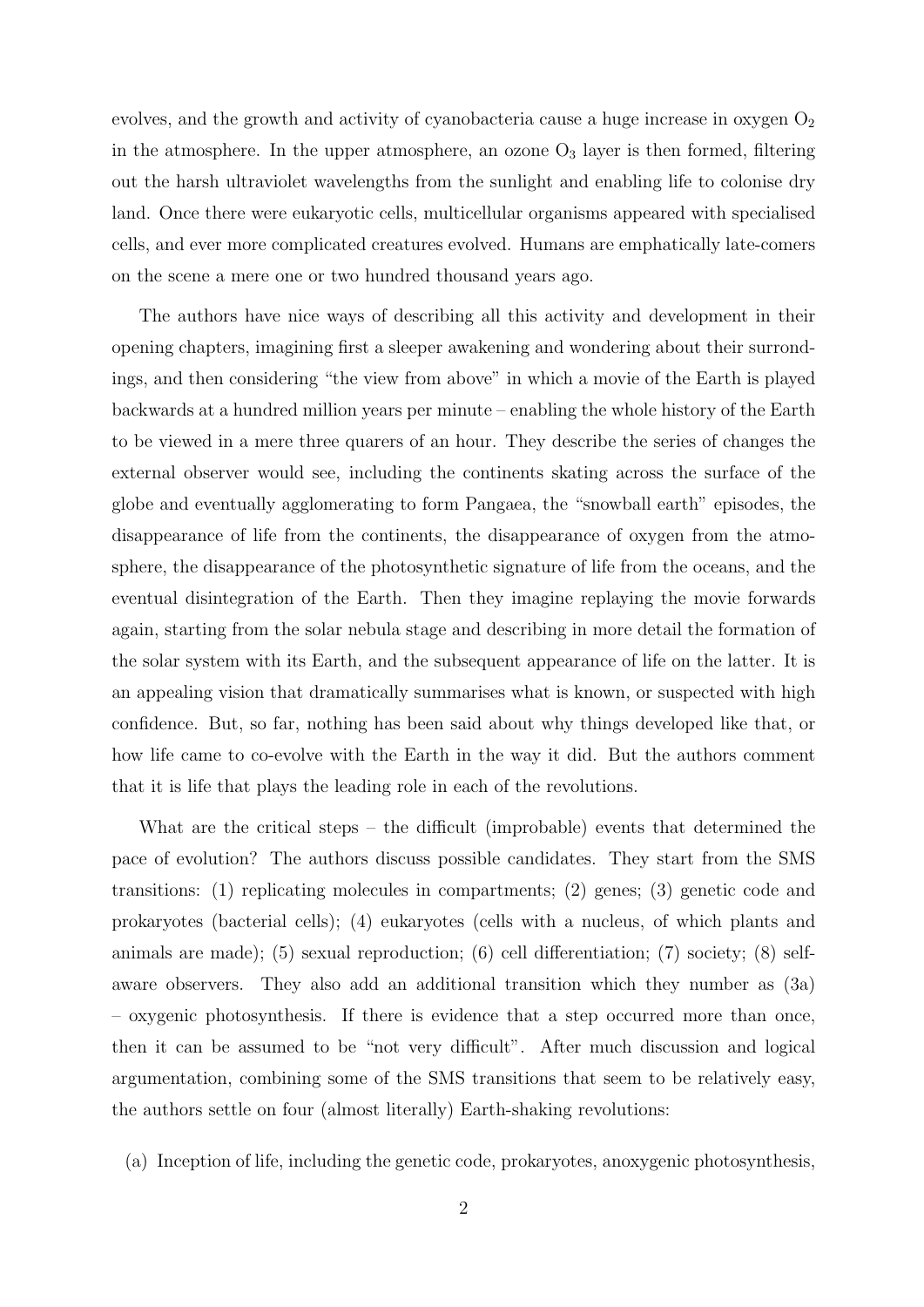evolves, and the growth and activity of cyanobacteria cause a huge increase in oxygen $O_2$ in the atmosphere. In the upper atmosphere, an ozone $O_3$ layer is then formed, filtering out the harsh ultraviolet wavelengths from the sunlight and enabling life to colonise dry land. Once there were eukaryotic cells, multicellular organisms appeared with specialised cells, and ever more complicated creatures evolved. Humans are emphatically late-comers on the scene a mere one or two hundred thousand years ago.

The authors have nice ways of describing all this activity and development in their opening chapters, imagining first a sleeper awakening and wondering about their surrondings, and then considering "the view from above" in which a movie of the Earth is played backwards at a hundred million years per minute – enabling the whole history of the Earth to be viewed in a mere three quarers of an hour. They describe the series of changes the external observer would see, including the continents skating across the surface of the globe and eventually agglomerating to form Pangaea, the "snowball earth" episodes, the disappearance of life from the continents, the disappearance of oxygen from the atmosphere, the disappearance of the photosynthetic signature of life from the oceans, and the eventual disintegration of the Earth. Then they imagine replaying the movie forwards again, starting from the solar nebula stage and describing in more detail the formation of the solar system with its Earth, and the subsequent appearance of life on the latter. It is an appealing vision that dramatically summarises what is known, or suspected with high confidence. But, so far, nothing has been said about why things developed like that, or how life came to co-evolve with the Earth in the way it did. But the authors comment that it is life that plays the leading role in each of the revolutions.

What are the critical steps – the difficult (improbable) events that determined the pace of evolution? The authors discuss possible candidates. They start from the SMS transitions: (1) replicating molecules in compartments; (2) genes; (3) genetic code and prokaryotes (bacterial cells); (4) eukaryotes (cells with a nucleus, of which plants and animals are made); (5) sexual reproduction; (6) cell differentiation; (7) society; (8) self-aware observers. They also add an additional transition which they number as (3a) – oxygenic photosynthesis. If there is evidence that a step occurred more than once, then it can be assumed to be "not very difficult". After much discussion and logical argumentation, combining some of the SMS transitions that seem to be relatively easy, the authors settle on four (almost literally) Earth-shaking revolutions:

(a) Inception of life, including the genetic code, prokaryotes, anoxygenic photosynthesis,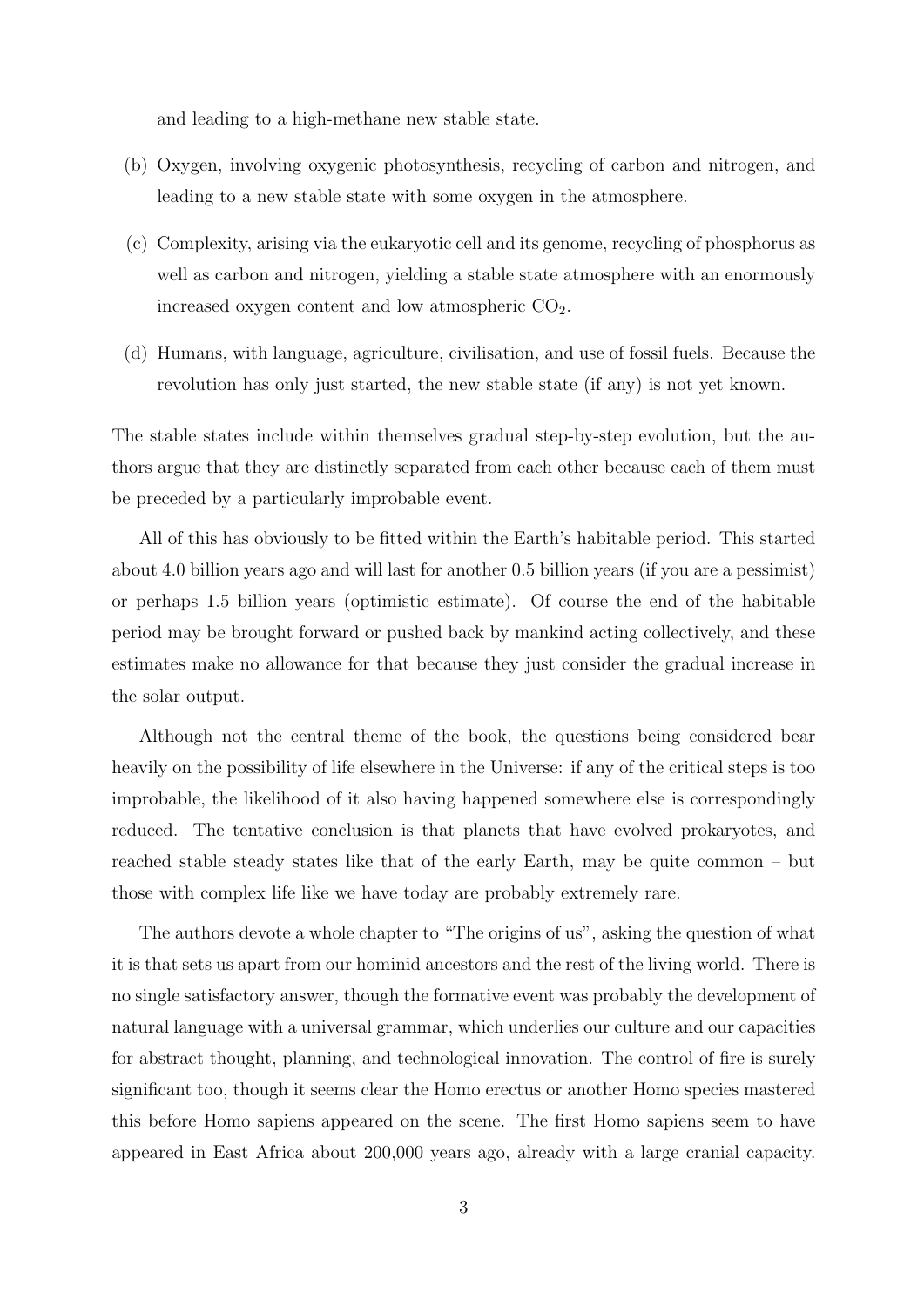and leading to a high-methane new stable state.

(b) Oxygen, involving oxygenic photosynthesis, recycling of carbon and nitrogen, and leading to a new stable state with some oxygen in the atmosphere.

(c) Complexity, arising via the eukaryotic cell and its genome, recycling of phosphorus as well as carbon and nitrogen, yielding a stable state atmosphere with an enormously increased oxygen content and low atmospheric $CO_2$.

(d) Humans, with language, agriculture, civilisation, and use of fossil fuels. Because the revolution has only just started, the new stable state (if any) is not yet known.

The stable states include within themselves gradual step-by-step evolution, but the authors argue that they are distinctly separated from each other because each of them must be preceded by a particularly improbable event.

All of this has obviously to be fitted within the Earth's habitable period. This started about 4.0 billion years ago and will last for another 0.5 billion years (if you are a pessimist) or perhaps 1.5 billion years (optimistic estimate). Of course the end of the habitable period may be brought forward or pushed back by mankind acting collectively, and these estimates make no allowance for that because they just consider the gradual increase in the solar output.

Although not the central theme of the book, the questions being considered bear heavily on the possibility of life elsewhere in the Universe: if any of the critical steps is too improbable, the likelihood of it also having happened somewhere else is correspondingly reduced. The tentative conclusion is that planets that have evolved prokaryotes, and reached stable steady states like that of the early Earth, may be quite common – but those with complex life like we have today are probably extremely rare.

The authors devote a whole chapter to "The origins of us", asking the question of what it is that sets us apart from our hominid ancestors and the rest of the living world. There is no single satisfactory answer, though the formative event was probably the development of natural language with a universal grammar, which underlies our culture and our capacities for abstract thought, planning, and technological innovation. The control of fire is surely significant too, though it seems clear the Homo erectus or another Homo species mastered this before Homo sapiens appeared on the scene. The first Homo sapiens seem to have appeared in East Africa about 200,000 years ago, already with a large cranial capacity.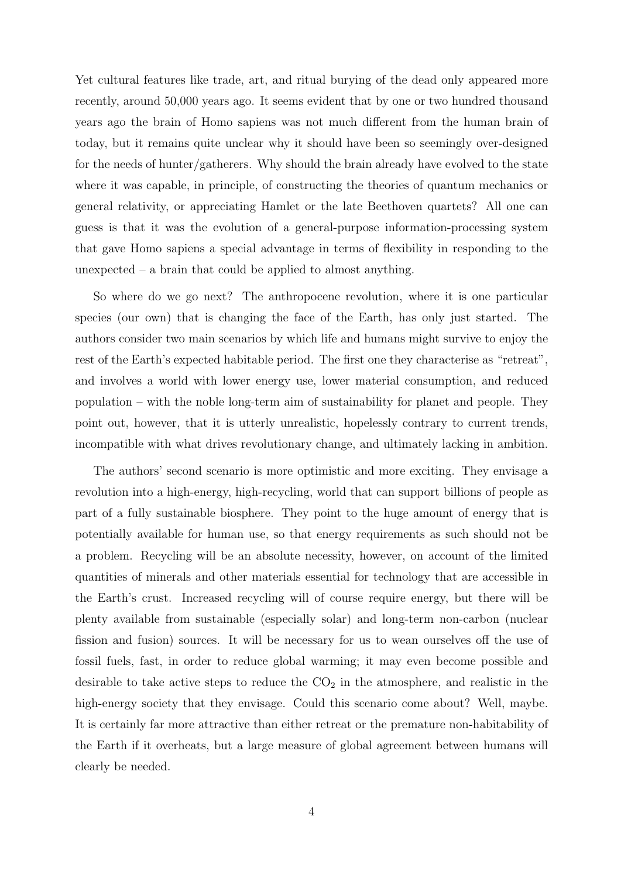Yet cultural features like trade, art, and ritual burying of the dead only appeared more recently, around 50,000 years ago. It seems evident that by one or two hundred thousand years ago the brain of Homo sapiens was not much different from the human brain of today, but it remains quite unclear why it should have been so seemingly over-designed for the needs of hunter/gatherers. Why should the brain already have evolved to the state where it was capable, in principle, of constructing the theories of quantum mechanics or general relativity, or appreciating Hamlet or the late Beethoven quartets? All one can guess is that it was the evolution of a general-purpose information-processing system that gave Homo sapiens a special advantage in terms of flexibility in responding to the unexpected – a brain that could be applied to almost anything.

So where do we go next? The anthropocene revolution, where it is one particular species (our own) that is changing the face of the Earth, has only just started. The authors consider two main scenarios by which life and humans might survive to enjoy the rest of the Earth's expected habitable period. The first one they characterise as "retreat", and involves a world with lower energy use, lower material consumption, and reduced population – with the noble long-term aim of sustainability for planet and people. They point out, however, that it is utterly unrealistic, hopelessly contrary to current trends, incompatible with what drives revolutionary change, and ultimately lacking in ambition.

The authors' second scenario is more optimistic and more exciting. They envisage a revolution into a high-energy, high-recycling, world that can support billions of people as part of a fully sustainable biosphere. They point to the huge amount of energy that is potentially available for human use, so that energy requirements as such should not be a problem. Recycling will be an absolute necessity, however, on account of the limited quantities of minerals and other materials essential for technology that are accessible in the Earth's crust. Increased recycling will of course require energy, but there will be plenty available from sustainable (especially solar) and long-term non-carbon (nuclear fission and fusion) sources. It will be necessary for us to wean ourselves off the use of fossil fuels, fast, in order to reduce global warming; it may even become possible and desirable to take active steps to reduce the $CO_2$ in the atmosphere, and realistic in the high-energy society that they envisage. Could this scenario come about? Well, maybe. It is certainly far more attractive than either retreat or the premature non-habitability of the Earth if it overheats, but a large measure of global agreement between humans will clearly be needed.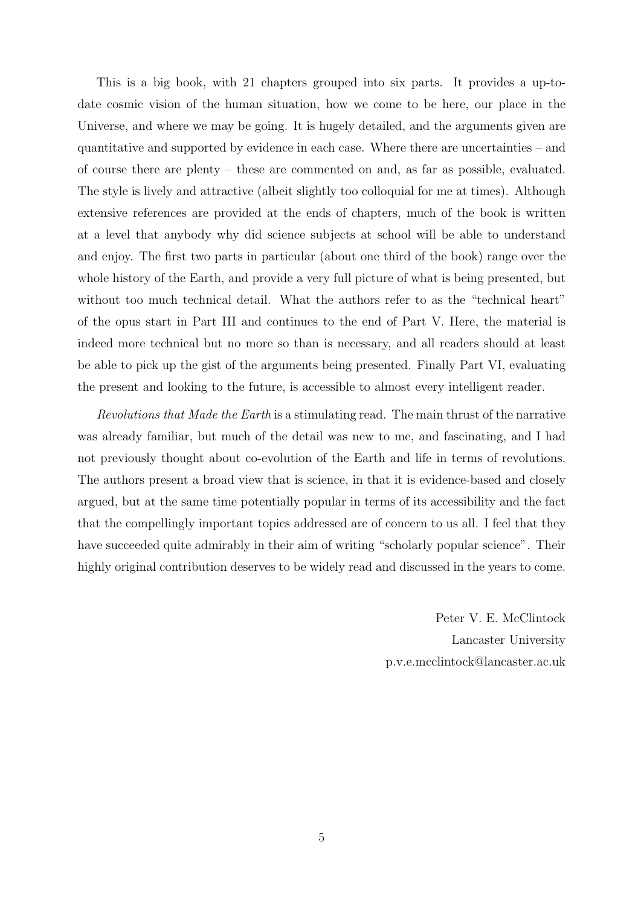This is a big book, with 21 chapters grouped into six parts. It provides a up-to-date cosmic vision of the human situation, how we come to be here, our place in the Universe, and where we may be going. It is hugely detailed, and the arguments given are quantitative and supported by evidence in each case. Where there are uncertainties – and of course there are plenty – these are commented on and, as far as possible, evaluated. The style is lively and attractive (albeit slightly too colloquial for me at times). Although extensive references are provided at the ends of chapters, much of the book is written at a level that anybody why did science subjects at school will be able to understand and enjoy. The first two parts in particular (about one third of the book) range over the whole history of the Earth, and provide a very full picture of what is being presented, but without too much technical detail. What the authors refer to as the "technical heart" of the opus start in Part III and continues to the end of Part V. Here, the material is indeed more technical but no more so than is necessary, and all readers should at least be able to pick up the gist of the arguments being presented. Finally Part VI, evaluating the present and looking to the future, is accessible to almost every intelligent reader.

*Revolutions that Made the Earth* is a stimulating read. The main thrust of the narrative was already familiar, but much of the detail was new to me, and fascinating, and I had not previously thought about co-evolution of the Earth and life in terms of revolutions. The authors present a broad view that is science, in that it is evidence-based and closely argued, but at the same time potentially popular in terms of its accessibility and the fact that the compellingly important topics addressed are of concern to us all. I feel that they have succeeded quite admirably in their aim of writing "scholarly popular science". Their highly original contribution deserves to be widely read and discussed in the years to come.

Peter V. E. McClintock
Lancaster University
p.v.e.mcclintock@lancaster.ac.uk